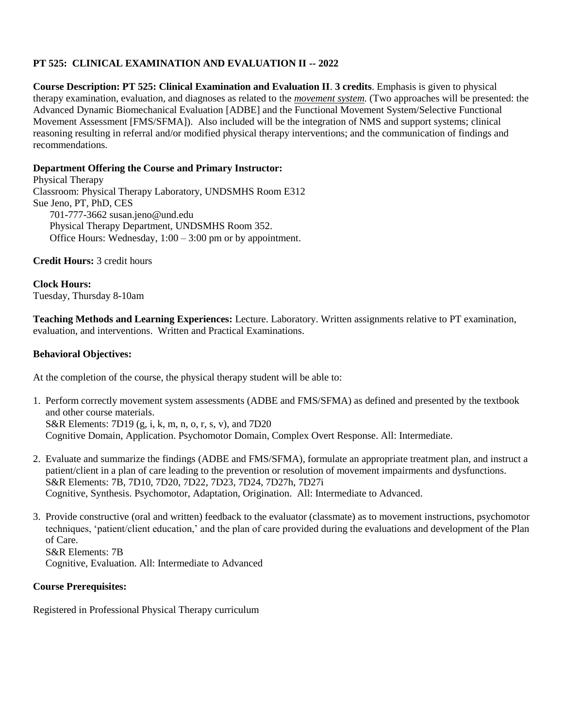**PT 525: CLINICAL EXAMINATION AND EVALUATION II -- 2022**

**Course Description: PT 525: Clinical Examination and Evaluation II**. **3 credits**. Emphasis is given to physical therapy examination, evaluation, and diagnoses as related to the ***movement system.*** (Two approaches will be presented: the Advanced Dynamic Biomechanical Evaluation [ADBE] and the Functional Movement System/Selective Functional Movement Assessment [FMS/SFMA]). Also included will be the integration of NMS and support systems; clinical reasoning resulting in referral and/or modified physical therapy interventions; and the communication of findings and recommendations.

**Department Offering the Course and Primary Instructor:**

Physical Therapy
Classroom: Physical Therapy Laboratory, UNDSMHS Room E312
Sue Jeno, PT, PhD, CES
701-777-3662 susan.jeno@und.edu
Physical Therapy Department, UNDSMHS Room 352.
Office Hours: Wednesday, 1:00 – 3:00 pm or by appointment.

**Credit Hours:** 3 credit hours

**Clock Hours:**
Tuesday, Thursday 8-10am

**Teaching Methods and Learning Experiences:** Lecture. Laboratory. Written assignments relative to PT examination, evaluation, and interventions. Written and Practical Examinations.

**Behavioral Objectives:**

At the completion of the course, the physical therapy student will be able to:

1. Perform correctly movement system assessments (ADBE and FMS/SFMA) as defined and presented by the textbook and other course materials.
   S&R Elements: 7D19 (g, i, k, m, n, o, r, s, v), and 7D20
   Cognitive Domain, Application. Psychomotor Domain, Complex Overt Response. All: Intermediate.

2. Evaluate and summarize the findings (ADBE and FMS/SFMA), formulate an appropriate treatment plan, and instruct a patient/client in a plan of care leading to the prevention or resolution of movement impairments and dysfunctions.
   S&R Elements: 7B, 7D10, 7D20, 7D22, 7D23, 7D24, 7D27h, 7D27i
   Cognitive, Synthesis. Psychomotor, Adaptation, Origination. All: Intermediate to Advanced.

3. Provide constructive (oral and written) feedback to the evaluator (classmate) as to movement instructions, psychomotor techniques, 'patient/client education,' and the plan of care provided during the evaluations and development of the Plan of Care.
   S&R Elements: 7B
   Cognitive, Evaluation. All: Intermediate to Advanced

**Course Prerequisites:**

Registered in Professional Physical Therapy curriculum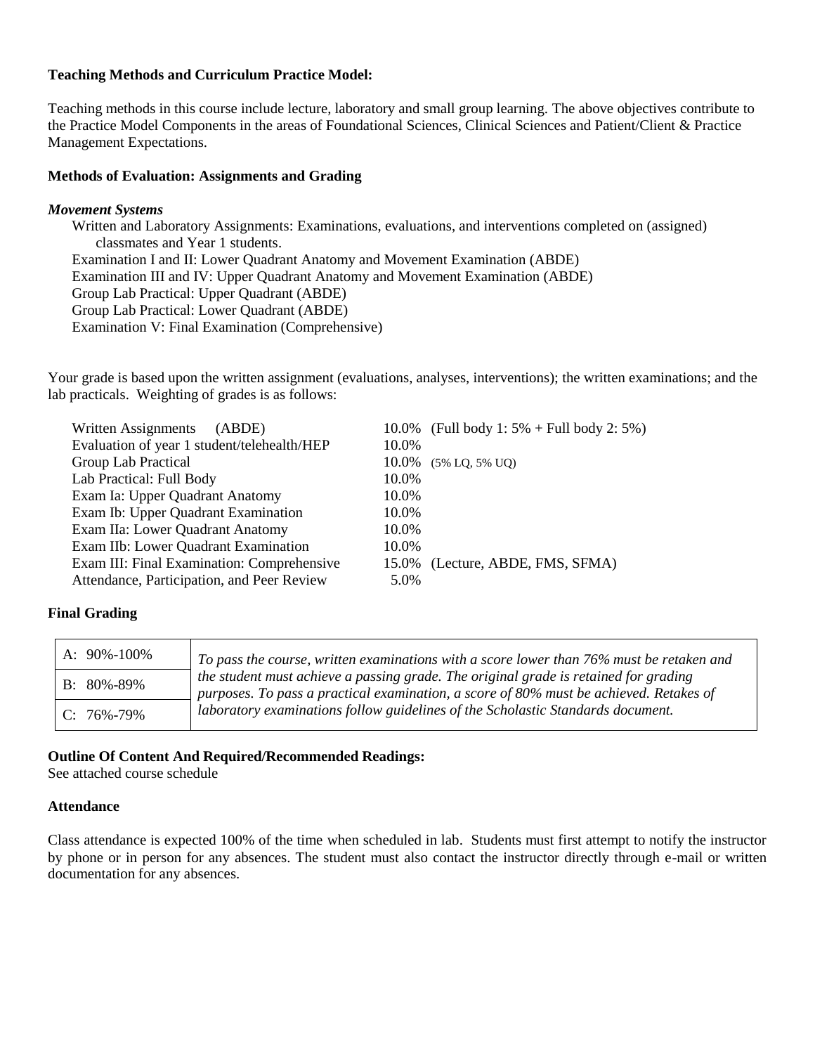**Teaching Methods and Curriculum Practice Model:**

Teaching methods in this course include lecture, laboratory and small group learning. The above objectives contribute to the Practice Model Components in the areas of Foundational Sciences, Clinical Sciences and Patient/Client & Practice Management Expectations.

**Methods of Evaluation: Assignments and Grading**

***Movement Systems***

Written and Laboratory Assignments: Examinations, evaluations, and interventions completed on (assigned) classmates and Year 1 students.
Examination I and II: Lower Quadrant Anatomy and Movement Examination (ABDE)
Examination III and IV: Upper Quadrant Anatomy and Movement Examination (ABDE)
Group Lab Practical: Upper Quadrant (ABDE)
Group Lab Practical: Lower Quadrant (ABDE)
Examination V: Final Examination (Comprehensive)

Your grade is based upon the written assignment (evaluations, analyses, interventions); the written examinations; and the lab practicals. Weighting of grades is as follows:

| | | |
|---|---|---|
| Written Assignments (ABDE) | 10.0% | (Full body 1: 5% + Full body 2: 5%) |
| Evaluation of year 1 student/telehealth/HEP | 10.0% | |
| Group Lab Practical | 10.0% | (5% LQ, 5% UQ) |
| Lab Practical: Full Body | 10.0% | |
| Exam Ia: Upper Quadrant Anatomy | 10.0% | |
| Exam Ib: Upper Quadrant Examination | 10.0% | |
| Exam IIa: Lower Quadrant Anatomy | 10.0% | |
| Exam IIb: Lower Quadrant Examination | 10.0% | |
| Exam III: Final Examination: Comprehensive | 15.0% | (Lecture, ABDE, FMS, SFMA) |
| Attendance, Participation, and Peer Review | 5.0% | |

**Final Grading**

| | |
|---|---|
| A: 90%-100% | *To pass the course, written examinations with a score lower than 76% must be retaken and the student must achieve a passing grade. The original grade is retained for grading purposes. To pass a practical examination, a score of 80% must be achieved. Retakes of laboratory examinations follow guidelines of the Scholastic Standards document.* |
| B: 80%-89% | |
| C: 76%-79% | |

**Outline Of Content And Required/Recommended Readings:**
See attached course schedule

**Attendance**

Class attendance is expected 100% of the time when scheduled in lab. Students must first attempt to notify the instructor by phone or in person for any absences. The student must also contact the instructor directly through e-mail or written documentation for any absences.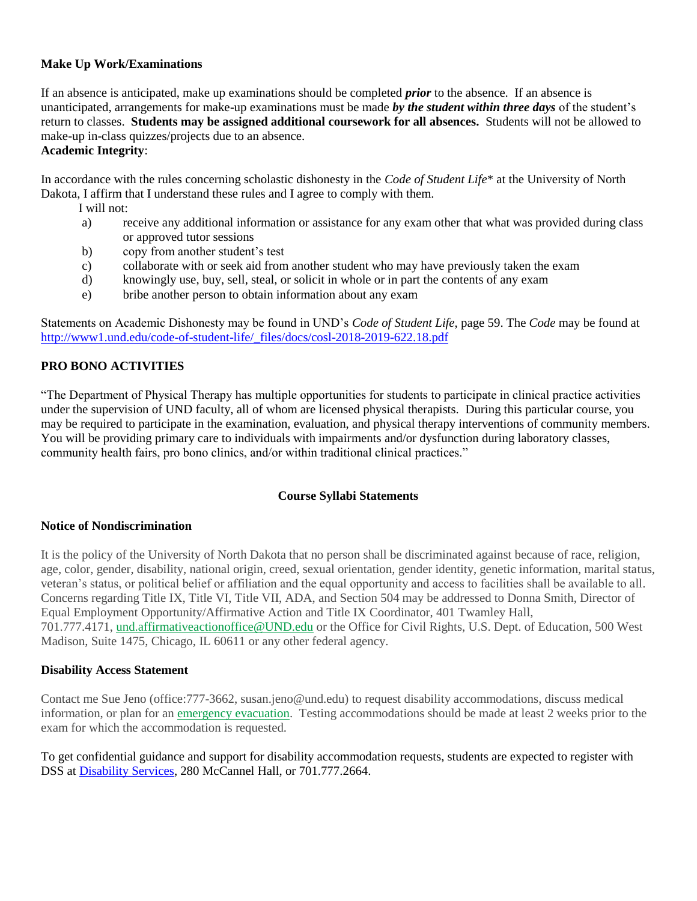**Make Up Work/Examinations**

If an absence is anticipated, make up examinations should be completed ***prior*** to the absence. If an absence is unanticipated, arrangements for make-up examinations must be made ***by the student within three days*** of the student's return to classes. **Students may be assigned additional coursework for all absences.** Students will not be allowed to make-up in-class quizzes/projects due to an absence.

**Academic Integrity**:

In accordance with the rules concerning scholastic dishonesty in the *Code of Student Life*\* at the University of North Dakota, I affirm that I understand these rules and I agree to comply with them.

I will not:

a) receive any additional information or assistance for any exam other that what was provided during class or approved tutor sessions
b) copy from another student's test
c) collaborate with or seek aid from another student who may have previously taken the exam
d) knowingly use, buy, sell, steal, or solicit in whole or in part the contents of any exam
e) bribe another person to obtain information about any exam

Statements on Academic Dishonesty may be found in UND's *Code of Student Life*, page 59. The *Code* may be found at http://www1.und.edu/code-of-student-life/_files/docs/cosl-2018-2019-622.18.pdf

**PRO BONO ACTIVITIES**

"The Department of Physical Therapy has multiple opportunities for students to participate in clinical practice activities under the supervision of UND faculty, all of whom are licensed physical therapists. During this particular course, you may be required to participate in the examination, evaluation, and physical therapy interventions of community members. You will be providing primary care to individuals with impairments and/or dysfunction during laboratory classes, community health fairs, pro bono clinics, and/or within traditional clinical practices."

**Course Syllabi Statements**

**Notice of Nondiscrimination**

It is the policy of the University of North Dakota that no person shall be discriminated against because of race, religion, age, color, gender, disability, national origin, creed, sexual orientation, gender identity, genetic information, marital status, veteran's status, or political belief or affiliation and the equal opportunity and access to facilities shall be available to all. Concerns regarding Title IX, Title VI, Title VII, ADA, and Section 504 may be addressed to Donna Smith, Director of Equal Employment Opportunity/Affirmative Action and Title IX Coordinator, 401 Twamley Hall, 701.777.4171, und.affirmativeactionoffice@UND.edu or the Office for Civil Rights, U.S. Dept. of Education, 500 West Madison, Suite 1475, Chicago, IL 60611 or any other federal agency.

**Disability Access Statement**

Contact me Sue Jeno (office:777-3662, susan.jeno@und.edu) to request disability accommodations, discuss medical information, or plan for an emergency evacuation. Testing accommodations should be made at least 2 weeks prior to the exam for which the accommodation is requested.

To get confidential guidance and support for disability accommodation requests, students are expected to register with DSS at Disability Services, 280 McCannel Hall, or 701.777.2664.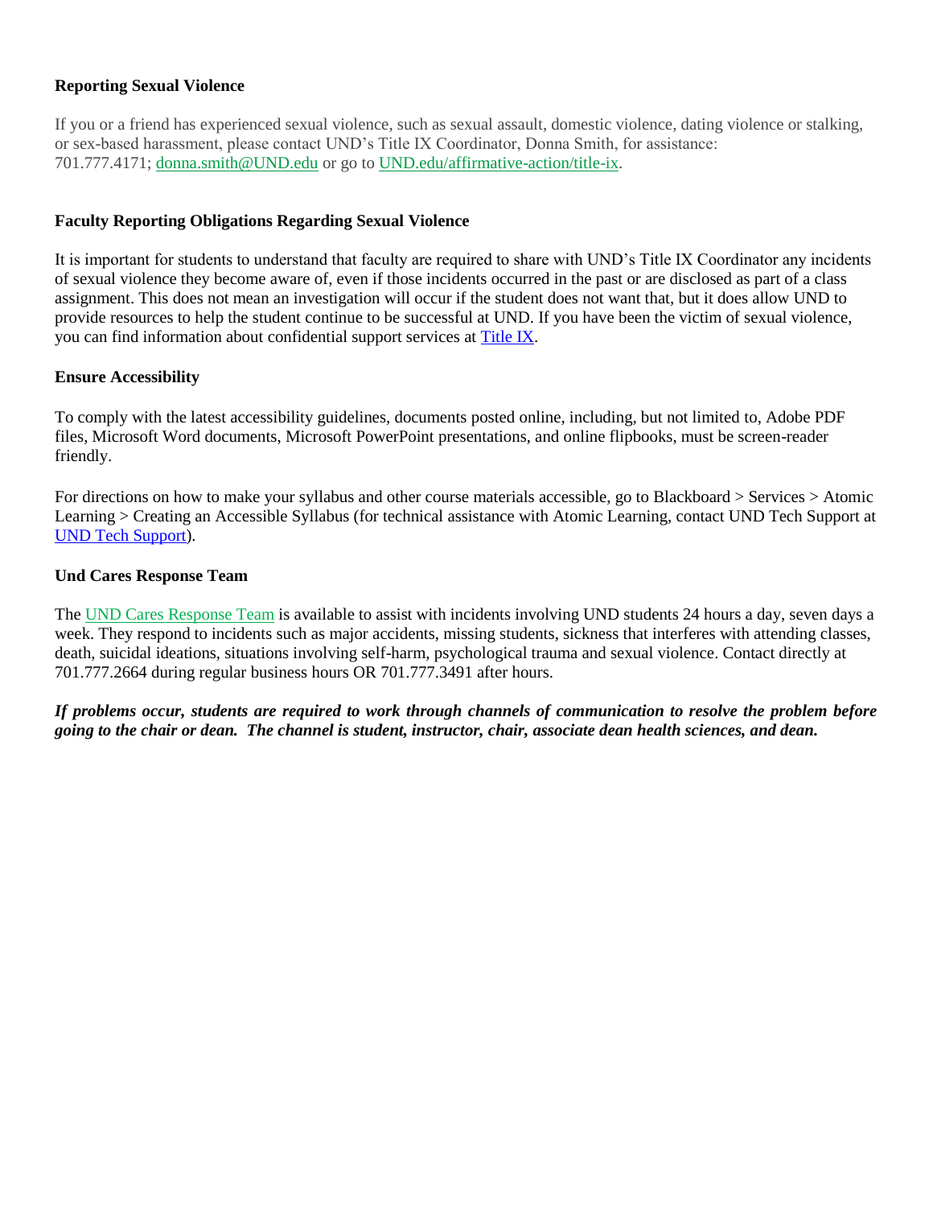### Reporting Sexual Violence

If you or a friend has experienced sexual violence, such as sexual assault, domestic violence, dating violence or stalking, or sex-based harassment, please contact UND's Title IX Coordinator, Donna Smith, for assistance: 701.777.4171; donna.smith@UND.edu or go to UND.edu/affirmative-action/title-ix.

### Faculty Reporting Obligations Regarding Sexual Violence

It is important for students to understand that faculty are required to share with UND's Title IX Coordinator any incidents of sexual violence they become aware of, even if those incidents occurred in the past or are disclosed as part of a class assignment. This does not mean an investigation will occur if the student does not want that, but it does allow UND to provide resources to help the student continue to be successful at UND. If you have been the victim of sexual violence, you can find information about confidential support services at Title IX.

### Ensure Accessibility

To comply with the latest accessibility guidelines, documents posted online, including, but not limited to, Adobe PDF files, Microsoft Word documents, Microsoft PowerPoint presentations, and online flipbooks, must be screen-reader friendly.

For directions on how to make your syllabus and other course materials accessible, go to Blackboard > Services > Atomic Learning > Creating an Accessible Syllabus (for technical assistance with Atomic Learning, contact UND Tech Support at UND Tech Support).

### Und Cares Response Team

The UND Cares Response Team is available to assist with incidents involving UND students 24 hours a day, seven days a week. They respond to incidents such as major accidents, missing students, sickness that interferes with attending classes, death, suicidal ideations, situations involving self-harm, psychological trauma and sexual violence. Contact directly at 701.777.2664 during regular business hours OR 701.777.3491 after hours.

***If problems occur, students are required to work through channels of communication to resolve the problem before going to the chair or dean. The channel is student, instructor, chair, associate dean health sciences, and dean.***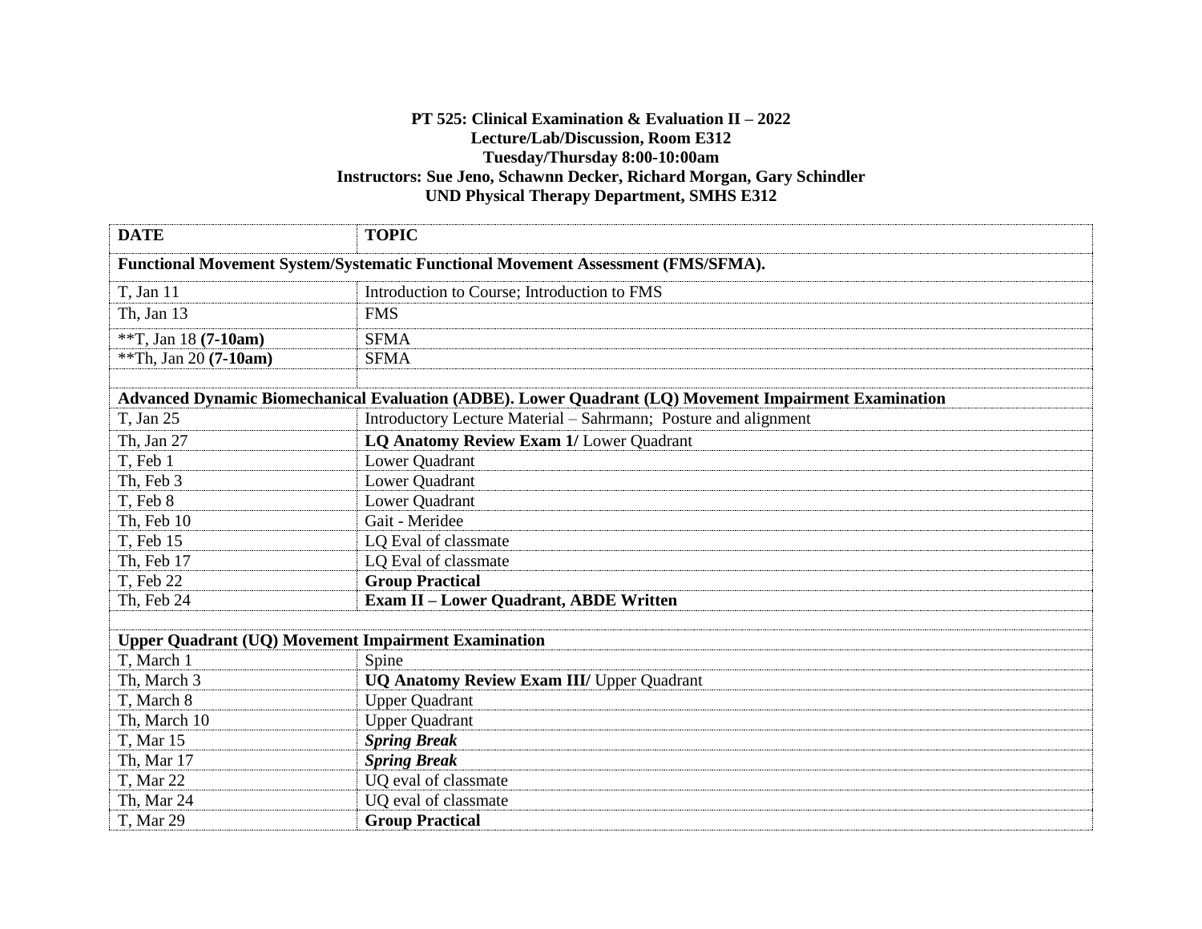**PT 525: Clinical Examination & Evaluation II – 2022**
**Lecture/Lab/Discussion, Room E312**
**Tuesday/Thursday 8:00-10:00am**
**Instructors: Sue Jeno, Schawnn Decker, Richard Morgan, Gary Schindler**
**UND Physical Therapy Department, SMHS E312**

| DATE | TOPIC |
|---|---|
| **Functional Movement System/Systematic Functional Movement Assessment (FMS/SFMA).** | |
| T, Jan 11 | Introduction to Course; Introduction to FMS |
| Th, Jan 13 | FMS |
| **T, Jan 18 **(7-10am)** | SFMA |
| **Th, Jan 20 **(7-10am)** | SFMA |
| | |
| **Advanced Dynamic Biomechanical Evaluation (ADBE). Lower Quadrant (LQ) Movement Impairment Examination** | |
| T, Jan 25 | Introductory Lecture Material – Sahrmann; Posture and alignment |
| Th, Jan 27 | **LQ Anatomy Review Exam 1/** Lower Quadrant |
| T, Feb 1 | Lower Quadrant |
| Th, Feb 3 | Lower Quadrant |
| T, Feb 8 | Lower Quadrant |
| Th, Feb 10 | Gait - Meridee |
| T, Feb 15 | LQ Eval of classmate |
| Th, Feb 17 | LQ Eval of classmate |
| T, Feb 22 | **Group Practical** |
| Th, Feb 24 | **Exam II – Lower Quadrant, ABDE Written** |
| | |
| **Upper Quadrant (UQ) Movement Impairment Examination** | |
| T, March 1 | Spine |
| Th, March 3 | **UQ Anatomy Review Exam III/** Upper Quadrant |
| T, March 8 | Upper Quadrant |
| Th, March 10 | Upper Quadrant |
| T, Mar 15 | ***Spring Break*** |
| Th, Mar 17 | ***Spring Break*** |
| T, Mar 22 | UQ eval of classmate |
| Th, Mar 24 | UQ eval of classmate |
| T, Mar 29 | **Group Practical** |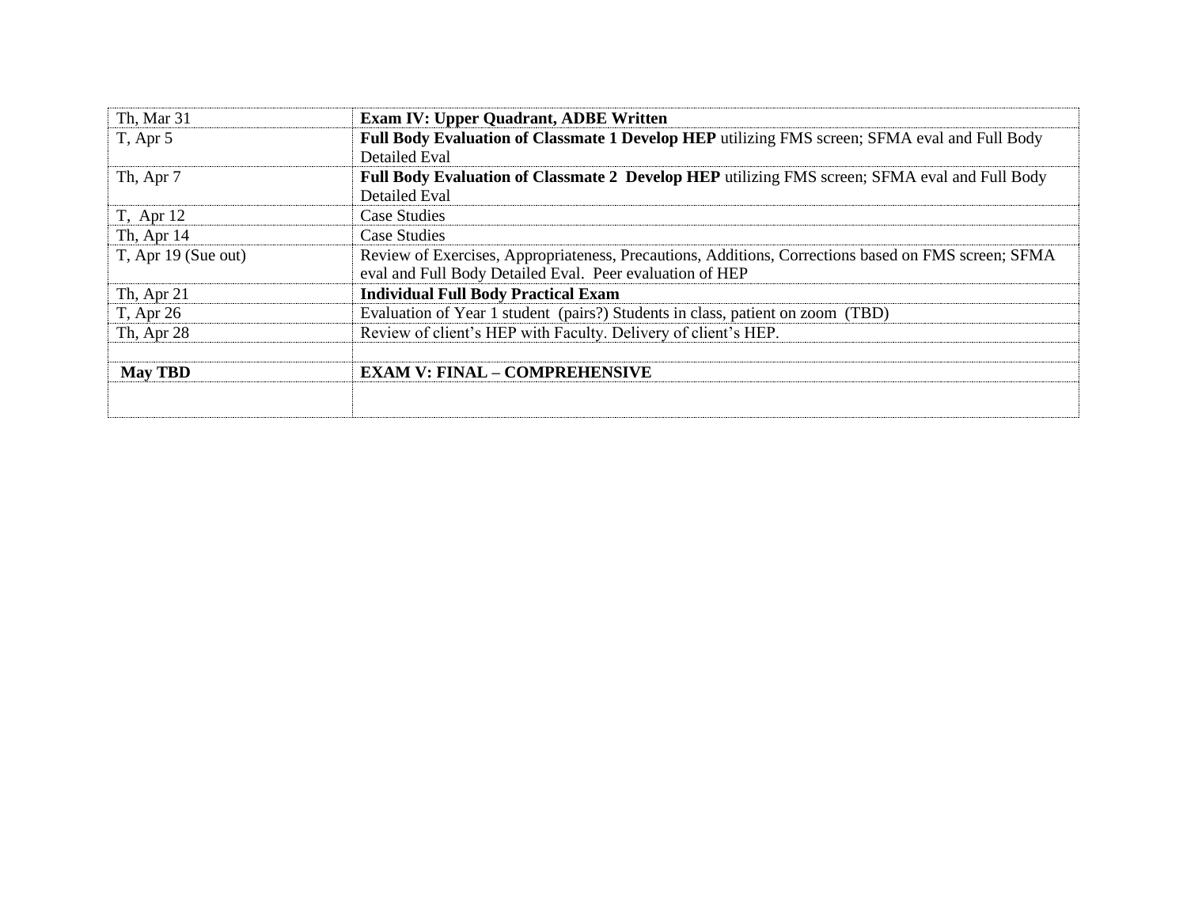| | |
|---|---|
| Th, Mar 31 | **Exam IV: Upper Quadrant, ADBE Written** |
| T, Apr 5 | **Full Body Evaluation of Classmate 1 Develop HEP** utilizing FMS screen; SFMA eval and Full Body Detailed Eval |
| Th, Apr 7 | **Full Body Evaluation of Classmate 2 Develop HEP** utilizing FMS screen; SFMA eval and Full Body Detailed Eval |
| T, Apr 12 | Case Studies |
| Th, Apr 14 | Case Studies |
| T, Apr 19 (Sue out) | Review of Exercises, Appropriateness, Precautions, Additions, Corrections based on FMS screen; SFMA eval and Full Body Detailed Eval. Peer evaluation of HEP |
| Th, Apr 21 | **Individual Full Body Practical Exam** |
| T, Apr 26 | Evaluation of Year 1 student (pairs?) Students in class, patient on zoom (TBD) |
| Th, Apr 28 | Review of client's HEP with Faculty. Delivery of client's HEP. |
| | |
| **May TBD** | **EXAM V: FINAL – COMPREHENSIVE** |
| | |